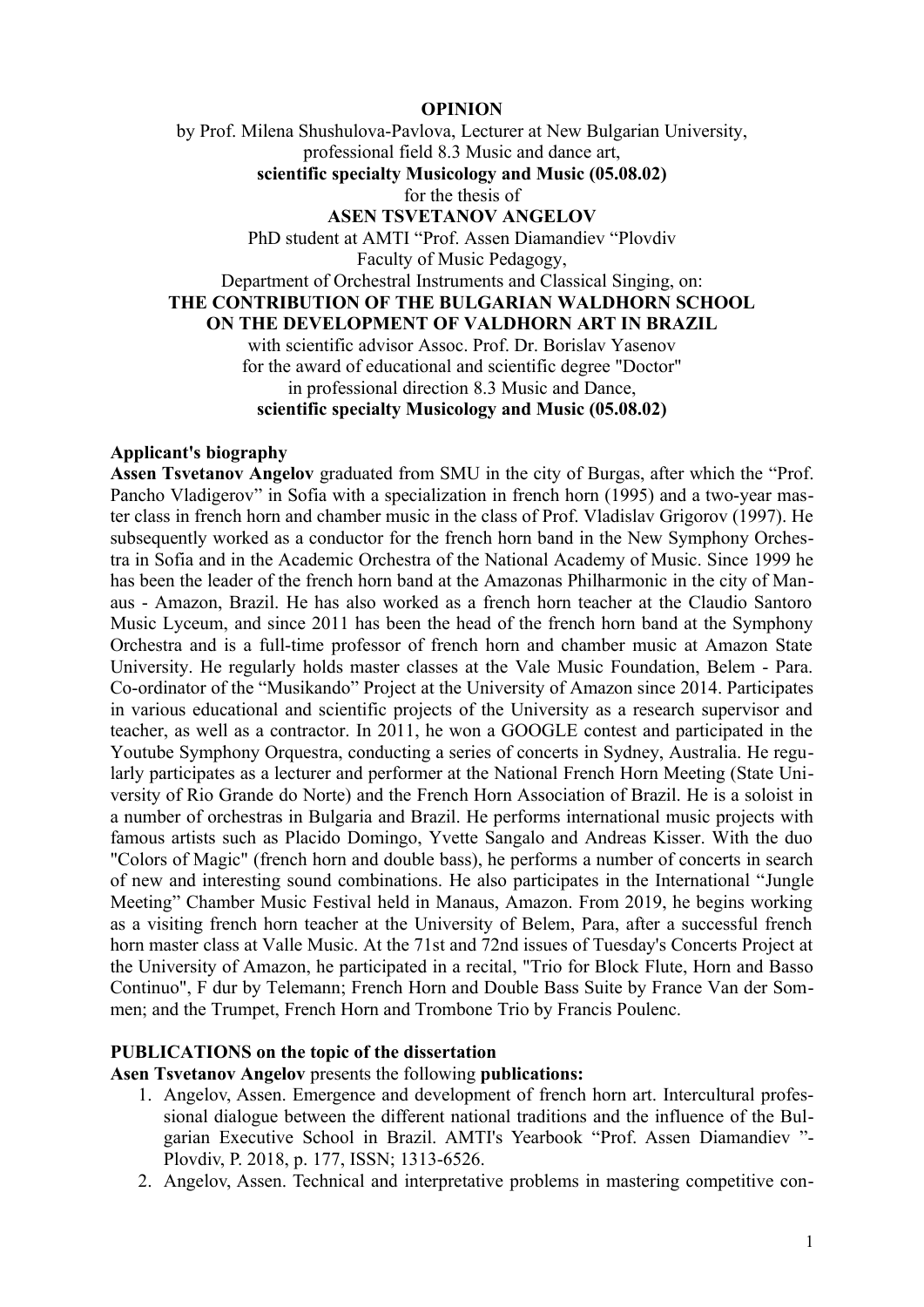**OPINION**

by Prof. Milena Shushulova-Pavlova, Lecturer at New Bulgarian University,
professional field 8.3 Music and dance art,
**scientific specialty Musicology and Music (05.08.02)**
for the thesis of
**ASEN TSVETANOV ANGELOV**
PhD student at AMTI "Prof. Assen Diamandiev "Plovdiv
Faculty of Music Pedagogy,
Department of Orchestral Instruments and Classical Singing, on:
**THE CONTRIBUTION OF THE BULGARIAN WALDHORN SCHOOL ON THE DEVELOPMENT OF VALDHORN ART IN BRAZIL**
with scientific advisor Assoc. Prof. Dr. Borislav Yasenov
for the award of educational and scientific degree "Doctor"
in professional direction 8.3 Music and Dance,
**scientific specialty Musicology and Music (05.08.02)**

**Applicant's biography**

**Assen Tsvetanov Angelov** graduated from SMU in the city of Burgas, after which the "Prof. Pancho Vladigerov" in Sofia with a specialization in french horn (1995) and a two-year master class in french horn and chamber music in the class of Prof. Vladislav Grigorov (1997). He subsequently worked as a conductor for the french horn band in the New Symphony Orchestra in Sofia and in the Academic Orchestra of the National Academy of Music. Since 1999 he has been the leader of the french horn band at the Amazonas Philharmonic in the city of Manaus - Amazon, Brazil. He has also worked as a french horn teacher at the Claudio Santoro Music Lyceum, and since 2011 has been the head of the french horn band at the Symphony Orchestra and is a full-time professor of french horn and chamber music at Amazon State University. He regularly holds master classes at the Vale Music Foundation, Belem - Para. Co-ordinator of the "Musikando" Project at the University of Amazon since 2014. Participates in various educational and scientific projects of the University as a research supervisor and teacher, as well as a contractor. In 2011, he won a GOOGLE contest and participated in the Youtube Symphony Orquestra, conducting a series of concerts in Sydney, Australia. He regularly participates as a lecturer and performer at the National French Horn Meeting (State University of Rio Grande do Norte) and the French Horn Association of Brazil. He is a soloist in a number of orchestras in Bulgaria and Brazil. He performs international music projects with famous artists such as Placido Domingo, Yvette Sangalo and Andreas Kisser. With the duo "Colors of Magic" (french horn and double bass), he performs a number of concerts in search of new and interesting sound combinations. He also participates in the International "Jungle Meeting" Chamber Music Festival held in Manaus, Amazon. From 2019, he begins working as a visiting french horn teacher at the University of Belem, Para, after a successful french horn master class at Valle Music. At the 71st and 72nd issues of Tuesday's Concerts Project at the University of Amazon, he participated in a recital, "Trio for Block Flute, Horn and Basso Continuo", F dur by Telemann; French Horn and Double Bass Suite by France Van der Sommen; and the Trumpet, French Horn and Trombone Trio by Francis Poulenc.

**PUBLICATIONS on the topic of the dissertation**

**Asen Tsvetanov Angelov** presents the following **publications:**

1. Angelov, Assen. Emergence and development of french horn art. Intercultural professional dialogue between the different national traditions and the influence of the Bulgarian Executive School in Brazil. AMTI's Yearbook "Prof. Assen Diamandiev "- Plovdiv, P. 2018, p. 177, ISSN; 1313-6526.
2. Angelov, Assen. Technical and interpretative problems in mastering competitive con-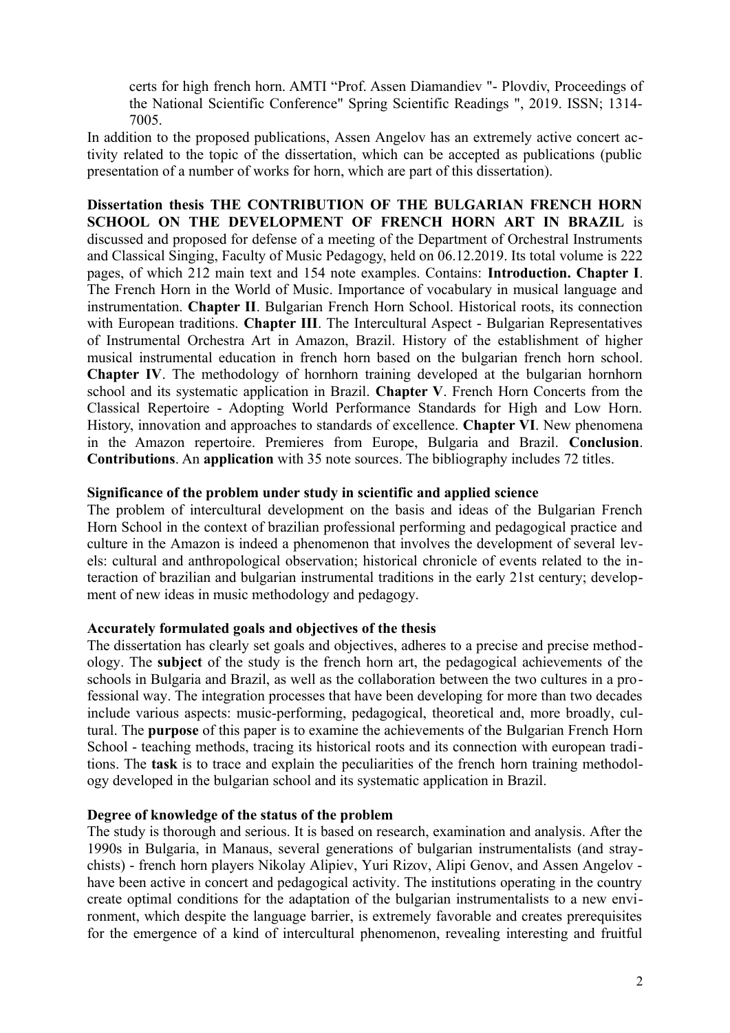certs for high french horn. AMTI "Prof. Assen Diamandiev "- Plovdiv, Proceedings of the National Scientific Conference" Spring Scientific Readings ", 2019. ISSN; 1314-7005.

In addition to the proposed publications, Assen Angelov has an extremely active concert activity related to the topic of the dissertation, which can be accepted as publications (public presentation of a number of works for horn, which are part of this dissertation).

**Dissertation thesis THE CONTRIBUTION OF THE BULGARIAN FRENCH HORN SCHOOL ON THE DEVELOPMENT OF FRENCH HORN ART IN BRAZIL** is discussed and proposed for defense of a meeting of the Department of Orchestral Instruments and Classical Singing, Faculty of Music Pedagogy, held on 06.12.2019. Its total volume is 222 pages, of which 212 main text and 154 note examples. Contains: **Introduction. Chapter I**. The French Horn in the World of Music. Importance of vocabulary in musical language and instrumentation. **Chapter II**. Bulgarian French Horn School. Historical roots, its connection with European traditions. **Chapter III**. The Intercultural Aspect - Bulgarian Representatives of Instrumental Orchestra Art in Amazon, Brazil. History of the establishment of higher musical instrumental education in french horn based on the bulgarian french horn school. **Chapter IV**. The methodology of hornhorn training developed at the bulgarian hornhorn school and its systematic application in Brazil. **Chapter V**. French Horn Concerts from the Classical Repertoire - Adopting World Performance Standards for High and Low Horn. History, innovation and approaches to standards of excellence. **Chapter VI**. New phenomena in the Amazon repertoire. Premieres from Europe, Bulgaria and Brazil. **Conclusion**. **Contributions**. An **application** with 35 note sources. The bibliography includes 72 titles.

**Significance of the problem under study in scientific and applied science**

The problem of intercultural development on the basis and ideas of the Bulgarian French Horn School in the context of brazilian professional performing and pedagogical practice and culture in the Amazon is indeed a phenomenon that involves the development of several levels: cultural and anthropological observation; historical chronicle of events related to the interaction of brazilian and bulgarian instrumental traditions in the early 21st century; development of new ideas in music methodology and pedagogy.

**Accurately formulated goals and objectives of the thesis**

The dissertation has clearly set goals and objectives, adheres to a precise and precise methodology. The **subject** of the study is the french horn art, the pedagogical achievements of the schools in Bulgaria and Brazil, as well as the collaboration between the two cultures in a professional way. The integration processes that have been developing for more than two decades include various aspects: music-performing, pedagogical, theoretical and, more broadly, cultural. The **purpose** of this paper is to examine the achievements of the Bulgarian French Horn School - teaching methods, tracing its historical roots and its connection with european traditions. The **task** is to trace and explain the peculiarities of the french horn training methodology developed in the bulgarian school and its systematic application in Brazil.

**Degree of knowledge of the status of the problem**

The study is thorough and serious. It is based on research, examination and analysis. After the 1990s in Bulgaria, in Manaus, several generations of bulgarian instrumentalists (and straychists) - french horn players Nikolay Alipiev, Yuri Rizov, Alipi Genov, and Assen Angelov - have been active in concert and pedagogical activity. The institutions operating in the country create optimal conditions for the adaptation of the bulgarian instrumentalists to a new environment, which despite the language barrier, is extremely favorable and creates prerequisites for the emergence of a kind of intercultural phenomenon, revealing interesting and fruitful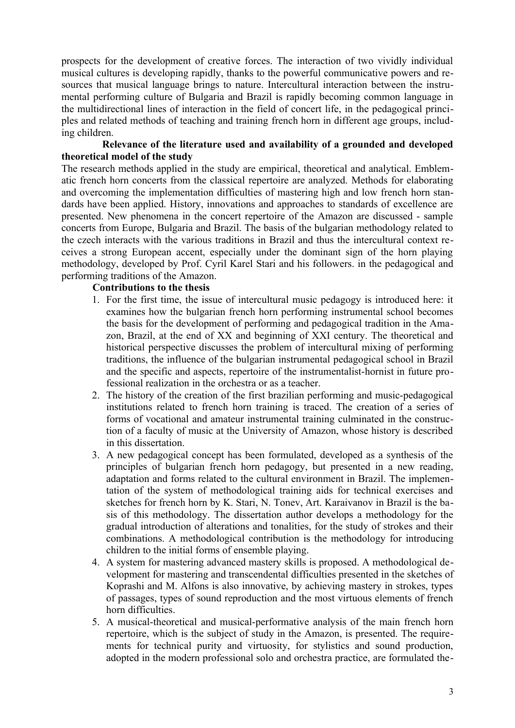prospects for the development of creative forces. The interaction of two vividly individual musical cultures is developing rapidly, thanks to the powerful communicative powers and resources that musical language brings to nature. Intercultural interaction between the instrumental performing culture of Bulgaria and Brazil is rapidly becoming common language in the multidirectional lines of interaction in the field of concert life, in the pedagogical principles and related methods of teaching and training french horn in different age groups, including children.

**Relevance of the literature used and availability of a grounded and developed theoretical model of the study**

The research methods applied in the study are empirical, theoretical and analytical. Emblematic french horn concerts from the classical repertoire are analyzed. Methods for elaborating and overcoming the implementation difficulties of mastering high and low french horn standards have been applied. History, innovations and approaches to standards of excellence are presented. New phenomena in the concert repertoire of the Amazon are discussed - sample concerts from Europe, Bulgaria and Brazil. The basis of the bulgarian methodology related to the czech interacts with the various traditions in Brazil and thus the intercultural context receives a strong European accent, especially under the dominant sign of the horn playing methodology, developed by Prof. Cyril Karel Stari and his followers. in the pedagogical and performing traditions of the Amazon.

**Contributions to the thesis**

1. For the first time, the issue of intercultural music pedagogy is introduced here: it examines how the bulgarian french horn performing instrumental school becomes the basis for the development of performing and pedagogical tradition in the Amazon, Brazil, at the end of XX and beginning of XXI century. The theoretical and historical perspective discusses the problem of intercultural mixing of performing traditions, the influence of the bulgarian instrumental pedagogical school in Brazil and the specific and aspects, repertoire of the instrumentalist-hornist in future professional realization in the orchestra or as a teacher.
2. The history of the creation of the first brazilian performing and music-pedagogical institutions related to french horn training is traced. The creation of a series of forms of vocational and amateur instrumental training culminated in the construction of a faculty of music at the University of Amazon, whose history is described in this dissertation.
3. A new pedagogical concept has been formulated, developed as a synthesis of the principles of bulgarian french horn pedagogy, but presented in a new reading, adaptation and forms related to the cultural environment in Brazil. The implementation of the system of methodological training aids for technical exercises and sketches for french horn by K. Stari, N. Tonev, Art. Karaivanov in Brazil is the basis of this methodology. The dissertation author develops a methodology for the gradual introduction of alterations and tonalities, for the study of strokes and their combinations. A methodological contribution is the methodology for introducing children to the initial forms of ensemble playing.
4. A system for mastering advanced mastery skills is proposed. A methodological development for mastering and transcendental difficulties presented in the sketches of Koprashi and M. Alfons is also innovative, by achieving mastery in strokes, types of passages, types of sound reproduction and the most virtuous elements of french horn difficulties.
5. A musical-theoretical and musical-performative analysis of the main french horn repertoire, which is the subject of study in the Amazon, is presented. The requirements for technical purity and virtuosity, for stylistics and sound production, adopted in the modern professional solo and orchestra practice, are formulated the-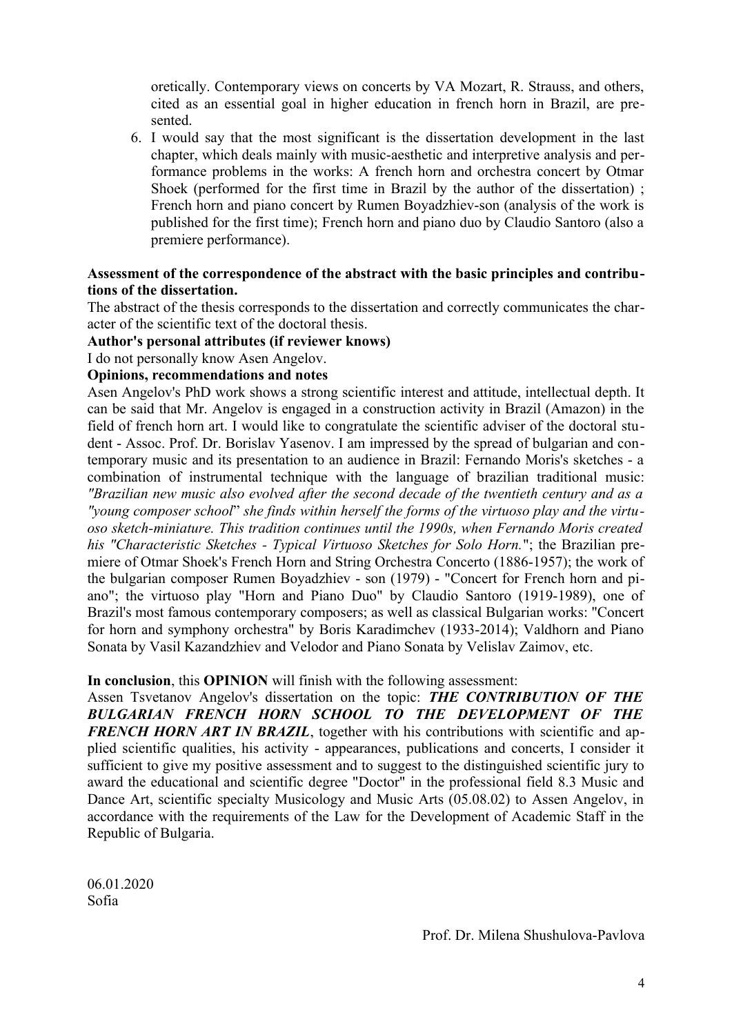oretically. Contemporary views on concerts by VA Mozart, R. Strauss, and others, cited as an essential goal in higher education in french horn in Brazil, are presented.

6. I would say that the most significant is the dissertation development in the last chapter, which deals mainly with music-aesthetic and interpretive analysis and performance problems in the works: A french horn and orchestra concert by Otmar Shoek (performed for the first time in Brazil by the author of the dissertation) ; French horn and piano concert by Rumen Boyadzhiev-son (analysis of the work is published for the first time); French horn and piano duo by Claudio Santoro (also a premiere performance).

**Assessment of the correspondence of the abstract with the basic principles and contributions of the dissertation.**

The abstract of the thesis corresponds to the dissertation and correctly communicates the character of the scientific text of the doctoral thesis.

**Author's personal attributes (if reviewer knows)**

I do not personally know Asen Angelov.

**Opinions, recommendations and notes**

Asen Angelov's PhD work shows a strong scientific interest and attitude, intellectual depth. It can be said that Mr. Angelov is engaged in a construction activity in Brazil (Amazon) in the field of french horn art. I would like to congratulate the scientific adviser of the doctoral student - Assoc. Prof. Dr. Borislav Yasenov. I am impressed by the spread of bulgarian and contemporary music and its presentation to an audience in Brazil: Fernando Moris's sketches - a combination of instrumental technique with the language of brazilian traditional music: *"Brazilian new music also evolved after the second decade of the twentieth century and as a "young composer school" she finds within herself the forms of the virtuoso play and the virtuoso sketch-miniature. This tradition continues until the 1990s, when Fernando Moris created his "Characteristic Sketches - Typical Virtuoso Sketches for Solo Horn.*"; the Brazilian premiere of Otmar Shoek's French Horn and String Orchestra Concerto (1886-1957); the work of the bulgarian composer Rumen Boyadzhiev - son (1979) - "Concert for French horn and piano"; the virtuoso play "Horn and Piano Duo" by Claudio Santoro (1919-1989), one of Brazil's most famous contemporary composers; as well as classical Bulgarian works: "Concert for horn and symphony orchestra" by Boris Karadimchev (1933-2014); Valdhorn and Piano Sonata by Vasil Kazandzhiev and Velodor and Piano Sonata by Velislav Zaimov, etc.

**In conclusion**, this **OPINION** will finish with the following assessment:

Assen Tsvetanov Angelov's dissertation on the topic: ***THE CONTRIBUTION OF THE BULGARIAN FRENCH HORN SCHOOL TO THE DEVELOPMENT OF THE FRENCH HORN ART IN BRAZIL***, together with his contributions with scientific and applied scientific qualities, his activity - appearances, publications and concerts, I consider it sufficient to give my positive assessment and to suggest to the distinguished scientific jury to award the educational and scientific degree "Doctor" in the professional field 8.3 Music and Dance Art, scientific specialty Musicology and Music Arts (05.08.02) to Assen Angelov, in accordance with the requirements of the Law for the Development of Academic Staff in the Republic of Bulgaria.

06.01.2020
Sofia

Prof. Dr. Milena Shushulova-Pavlova